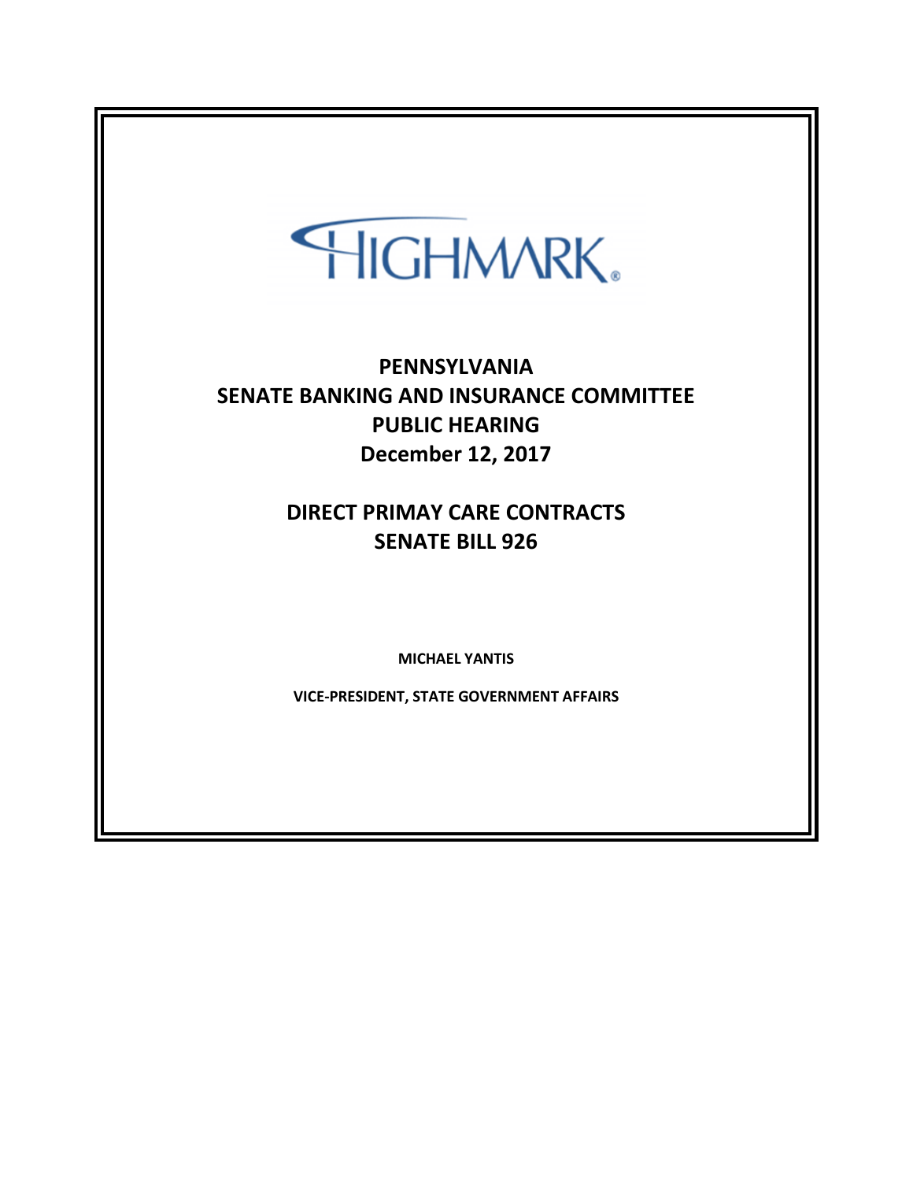HIGHMARK®

# PENNSYLVANIA
# SENATE BANKING AND INSURANCE COMMITTEE
# PUBLIC HEARING
# December 12, 2017

## DIRECT PRIMAY CARE CONTRACTS
## SENATE BILL 926

**MICHAEL YANTIS**

**VICE-PRESIDENT, STATE GOVERNMENT AFFAIRS**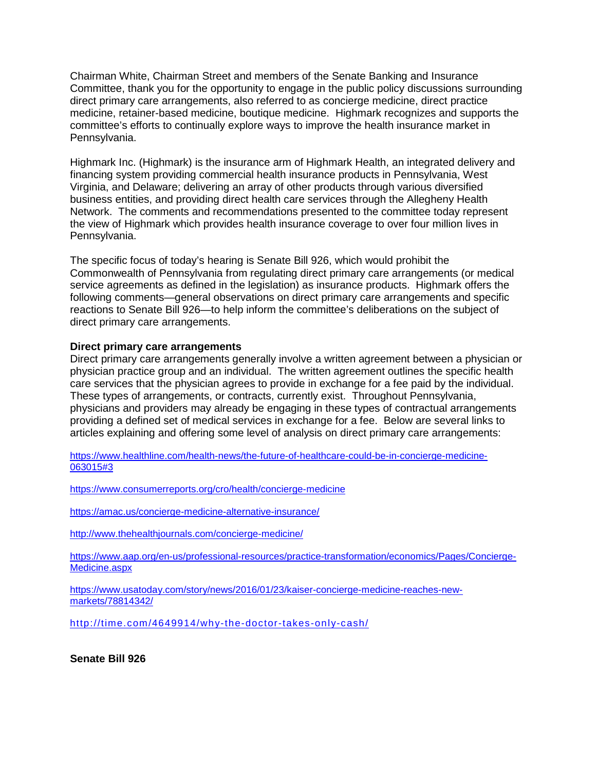Chairman White, Chairman Street and members of the Senate Banking and Insurance Committee, thank you for the opportunity to engage in the public policy discussions surrounding direct primary care arrangements, also referred to as concierge medicine, direct practice medicine, retainer-based medicine, boutique medicine. Highmark recognizes and supports the committee's efforts to continually explore ways to improve the health insurance market in Pennsylvania.

Highmark Inc. (Highmark) is the insurance arm of Highmark Health, an integrated delivery and financing system providing commercial health insurance products in Pennsylvania, West Virginia, and Delaware; delivering an array of other products through various diversified business entities, and providing direct health care services through the Allegheny Health Network. The comments and recommendations presented to the committee today represent the view of Highmark which provides health insurance coverage to over four million lives in Pennsylvania.

The specific focus of today's hearing is Senate Bill 926, which would prohibit the Commonwealth of Pennsylvania from regulating direct primary care arrangements (or medical service agreements as defined in the legislation) as insurance products. Highmark offers the following comments—general observations on direct primary care arrangements and specific reactions to Senate Bill 926—to help inform the committee's deliberations on the subject of direct primary care arrangements.

**Direct primary care arrangements**

Direct primary care arrangements generally involve a written agreement between a physician or physician practice group and an individual. The written agreement outlines the specific health care services that the physician agrees to provide in exchange for a fee paid by the individual. These types of arrangements, or contracts, currently exist. Throughout Pennsylvania, physicians and providers may already be engaging in these types of contractual arrangements providing a defined set of medical services in exchange for a fee. Below are several links to articles explaining and offering some level of analysis on direct primary care arrangements:

https://www.healthline.com/health-news/the-future-of-healthcare-could-be-in-concierge-medicine-063015#3

https://www.consumerreports.org/cro/health/concierge-medicine

https://amac.us/concierge-medicine-alternative-insurance/

http://www.thehealthjournals.com/concierge-medicine/

https://www.aap.org/en-us/professional-resources/practice-transformation/economics/Pages/Concierge-Medicine.aspx

https://www.usatoday.com/story/news/2016/01/23/kaiser-concierge-medicine-reaches-new-markets/78814342/

http://time.com/4649914/why-the-doctor-takes-only-cash/

**Senate Bill 926**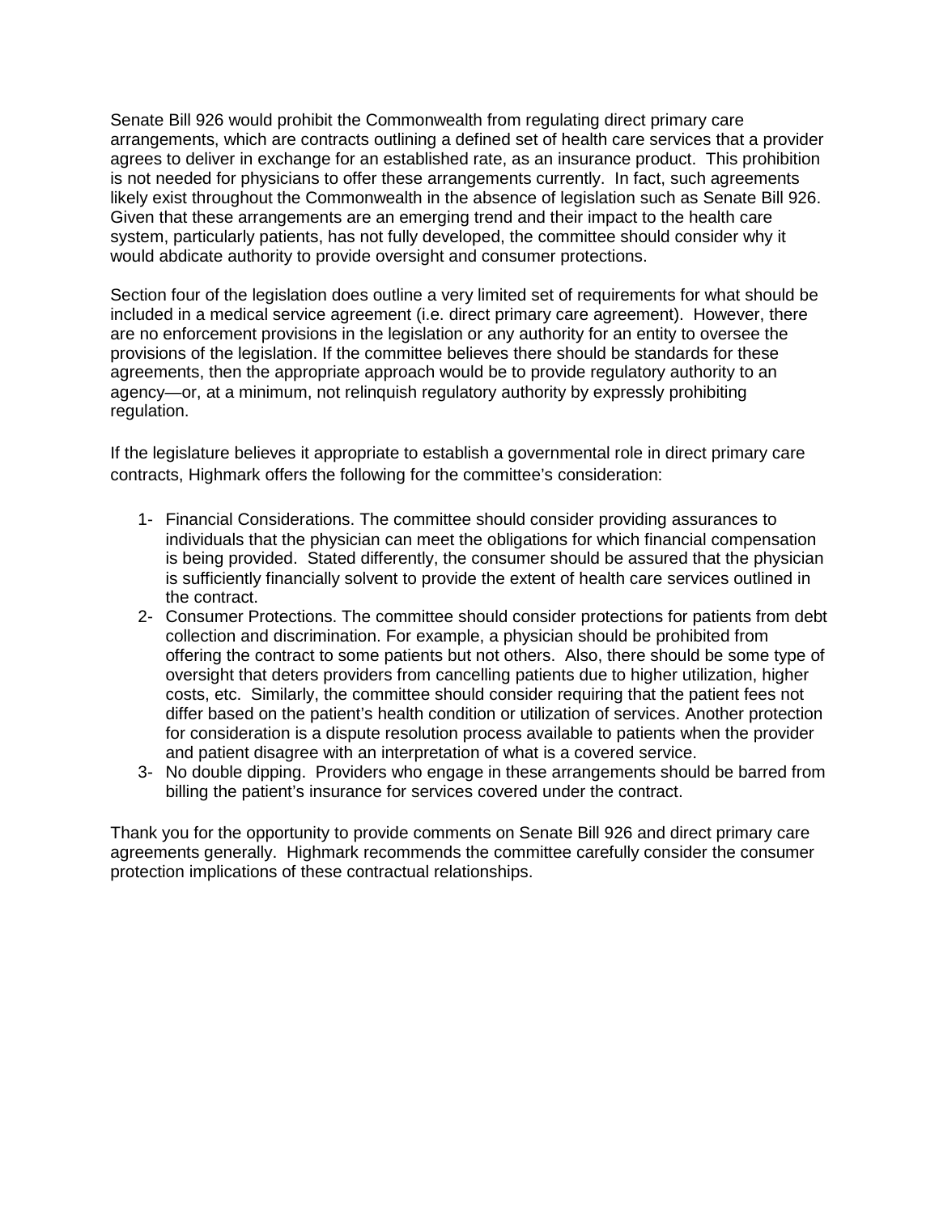Senate Bill 926 would prohibit the Commonwealth from regulating direct primary care arrangements, which are contracts outlining a defined set of health care services that a provider agrees to deliver in exchange for an established rate, as an insurance product. This prohibition is not needed for physicians to offer these arrangements currently. In fact, such agreements likely exist throughout the Commonwealth in the absence of legislation such as Senate Bill 926. Given that these arrangements are an emerging trend and their impact to the health care system, particularly patients, has not fully developed, the committee should consider why it would abdicate authority to provide oversight and consumer protections.

Section four of the legislation does outline a very limited set of requirements for what should be included in a medical service agreement (i.e. direct primary care agreement). However, there are no enforcement provisions in the legislation or any authority for an entity to oversee the provisions of the legislation. If the committee believes there should be standards for these agreements, then the appropriate approach would be to provide regulatory authority to an agency—or, at a minimum, not relinquish regulatory authority by expressly prohibiting regulation.

If the legislature believes it appropriate to establish a governmental role in direct primary care contracts, Highmark offers the following for the committee's consideration:

1- Financial Considerations. The committee should consider providing assurances to individuals that the physician can meet the obligations for which financial compensation is being provided. Stated differently, the consumer should be assured that the physician is sufficiently financially solvent to provide the extent of health care services outlined in the contract.
2- Consumer Protections. The committee should consider protections for patients from debt collection and discrimination. For example, a physician should be prohibited from offering the contract to some patients but not others. Also, there should be some type of oversight that deters providers from cancelling patients due to higher utilization, higher costs, etc. Similarly, the committee should consider requiring that the patient fees not differ based on the patient's health condition or utilization of services. Another protection for consideration is a dispute resolution process available to patients when the provider and patient disagree with an interpretation of what is a covered service.
3- No double dipping. Providers who engage in these arrangements should be barred from billing the patient's insurance for services covered under the contract.

Thank you for the opportunity to provide comments on Senate Bill 926 and direct primary care agreements generally. Highmark recommends the committee carefully consider the consumer protection implications of these contractual relationships.